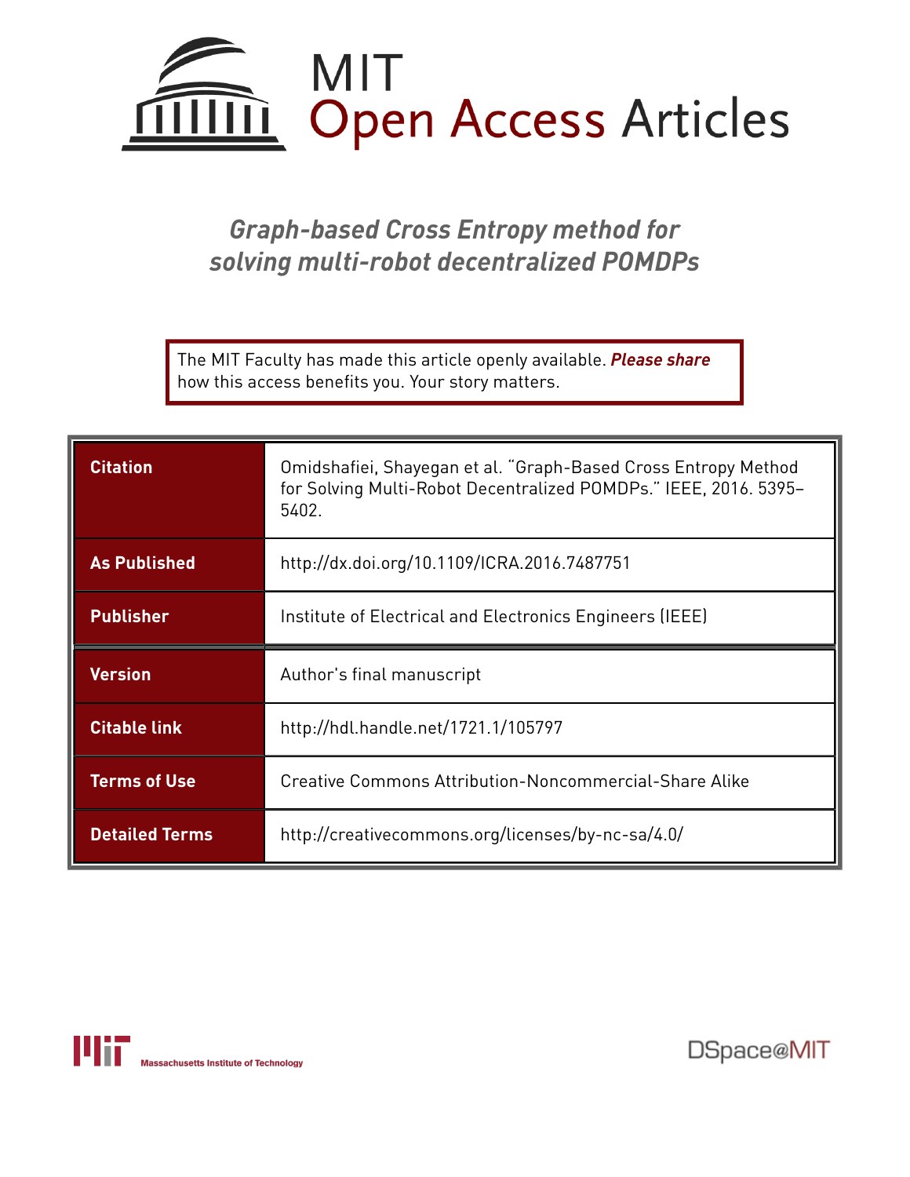# MIT Open Access Articles

## *Graph-based Cross Entropy method for solving multi-robot decentralized POMDPs*

The MIT Faculty has made this article openly available. ***Please share*** how this access benefits you. Your story matters.

| | |
|---|---|
| **Citation** | Omidshafiei, Shayegan et al. "Graph-Based Cross Entropy Method for Solving Multi-Robot Decentralized POMDPs." IEEE, 2016. 5395–5402. |
| **As Published** | http://dx.doi.org/10.1109/ICRA.2016.7487751 |
| **Publisher** | Institute of Electrical and Electronics Engineers (IEEE) |
| **Version** | Author's final manuscript |
| **Citable link** | http://hdl.handle.net/1721.1/105797 |
| **Terms of Use** | Creative Commons Attribution-Noncommercial-Share Alike |
| **Detailed Terms** | http://creativecommons.org/licenses/by-nc-sa/4.0/ |

Massachusetts Institute of Technology

DSpace@MIT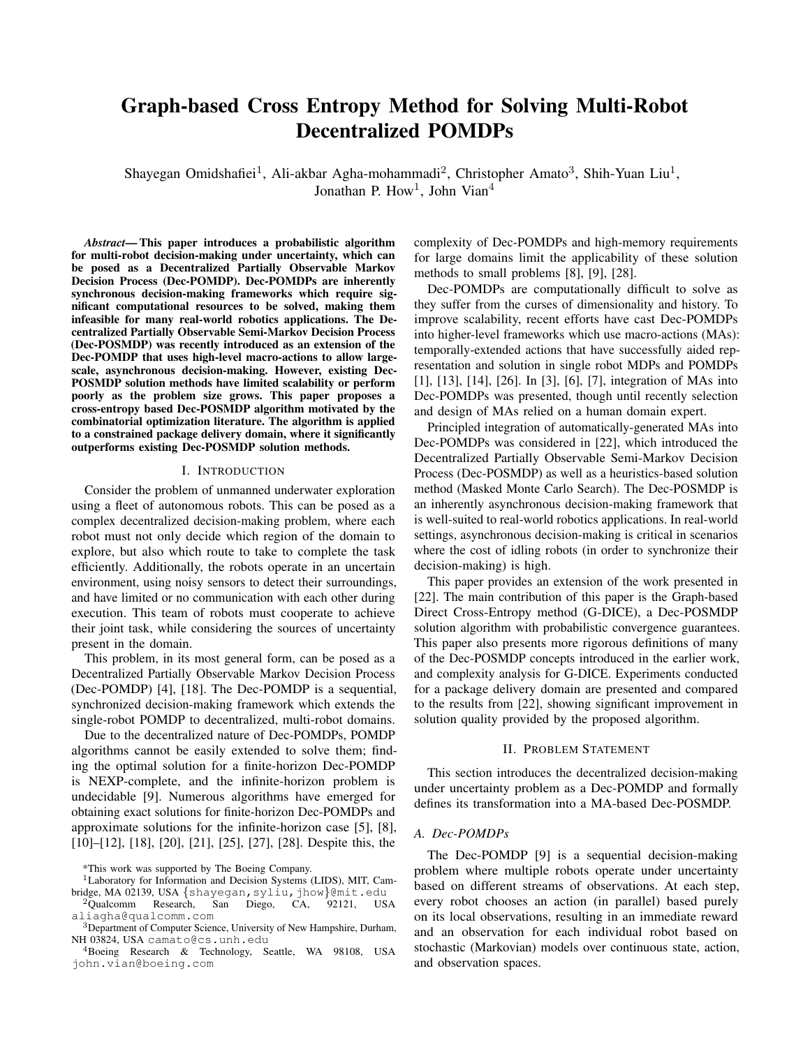# Graph-based Cross Entropy Method for Solving Multi-Robot Decentralized POMDPs

Shayegan Omidshafiei[1], Ali-akbar Agha-mohammadi[2], Christopher Amato[3], Shih-Yuan Liu[1], Jonathan P. How[1], John Vian[4]

***Abstract*— This paper introduces a probabilistic algorithm for multi-robot decision-making under uncertainty, which can be posed as a Decentralized Partially Observable Markov Decision Process (Dec-POMDP). Dec-POMDPs are inherently synchronous decision-making frameworks which require significant computational resources to be solved, making them infeasible for many real-world robotics applications. The Decentralized Partially Observable Semi-Markov Decision Process (Dec-POSMDP) was recently introduced as an extension of the Dec-POMDP that uses high-level macro-actions to allow large-scale, asynchronous decision-making. However, existing Dec-POSMDP solution methods have limited scalability or perform poorly as the problem size grows. This paper proposes a cross-entropy based Dec-POSMDP algorithm motivated by the combinatorial optimization literature. The algorithm is applied to a constrained package delivery domain, where it significantly outperforms existing Dec-POSMDP solution methods.**

## I. Introduction

Consider the problem of unmanned underwater exploration using a fleet of autonomous robots. This can be posed as a complex decentralized decision-making problem, where each robot must not only decide which region of the domain to explore, but also which route to take to complete the task efficiently. Additionally, the robots operate in an uncertain environment, using noisy sensors to detect their surroundings, and have limited or no communication with each other during execution. This team of robots must cooperate to achieve their joint task, while considering the sources of uncertainty present in the domain.

This problem, in its most general form, can be posed as a Decentralized Partially Observable Markov Decision Process (Dec-POMDP) [4], [18]. The Dec-POMDP is a sequential, synchronized decision-making framework which extends the single-robot POMDP to decentralized, multi-robot domains.

Due to the decentralized nature of Dec-POMDPs, POMDP algorithms cannot be easily extended to solve them; finding the optimal solution for a finite-horizon Dec-POMDP is NEXP-complete, and the infinite-horizon problem is undecidable [9]. Numerous algorithms have emerged for obtaining exact solutions for finite-horizon Dec-POMDPs and approximate solutions for the infinite-horizon case [5], [8], [10]–[12], [18], [20], [21], [25], [27], [28]. Despite this, the complexity of Dec-POMDPs and high-memory requirements for large domains limit the applicability of these solution methods to small problems [8], [9], [28].

Dec-POMDPs are computationally difficult to solve as they suffer from the curses of dimensionality and history. To improve scalability, recent efforts have cast Dec-POMDPs into higher-level frameworks which use macro-actions (MAs): temporally-extended actions that have successfully aided representation and solution in single robot MDPs and POMDPs [1], [13], [14], [26]. In [3], [6], [7], integration of MAs into Dec-POMDPs was presented, though until recently selection and design of MAs relied on a human domain expert.

Principled integration of automatically-generated MAs into Dec-POMDPs was considered in [22], which introduced the Decentralized Partially Observable Semi-Markov Decision Process (Dec-POSMDP) as well as a heuristics-based solution method (Masked Monte Carlo Search). The Dec-POSMDP is an inherently asynchronous decision-making framework that is well-suited to real-world robotics applications. In real-world settings, asynchronous decision-making is critical in scenarios where the cost of idling robots (in order to synchronize their decision-making) is high.

This paper provides an extension of the work presented in [22]. The main contribution of this paper is the Graph-based Direct Cross-Entropy method (G-DICE), a Dec-POSMDP solution algorithm with probabilistic convergence guarantees. This paper also presents more rigorous definitions of many of the Dec-POSMDP concepts introduced in the earlier work, and complexity analysis for G-DICE. Experiments conducted for a package delivery domain are presented and compared to the results from [22], showing significant improvement in solution quality provided by the proposed algorithm.

## II. Problem Statement

This section introduces the decentralized decision-making under uncertainty problem as a Dec-POMDP and formally defines its transformation into a MA-based Dec-POSMDP.

### A. Dec-POMDPs

The Dec-POMDP [9] is a sequential decision-making problem where multiple robots operate under uncertainty based on different streams of observations. At each step, every robot chooses an action (in parallel) based purely on its local observations, resulting in an immediate reward and an observation for each individual robot based on stochastic (Markovian) models over continuous state, action, and observation spaces.

---

*This work was supported by The Boeing Company.

[1]Laboratory for Information and Decision Systems (LIDS), MIT, Cambridge, MA 02139, USA {shayegan,syliu,jhow}@mit.edu

[2]Qualcomm Research, San Diego, CA, 92121, USA aliagha@qualcomm.com

[3]Department of Computer Science, University of New Hampshire, Durham, NH 03824, USA camato@cs.unh.edu

[4]Boeing Research & Technology, Seattle, WA 98108, USA john.vian@boeing.com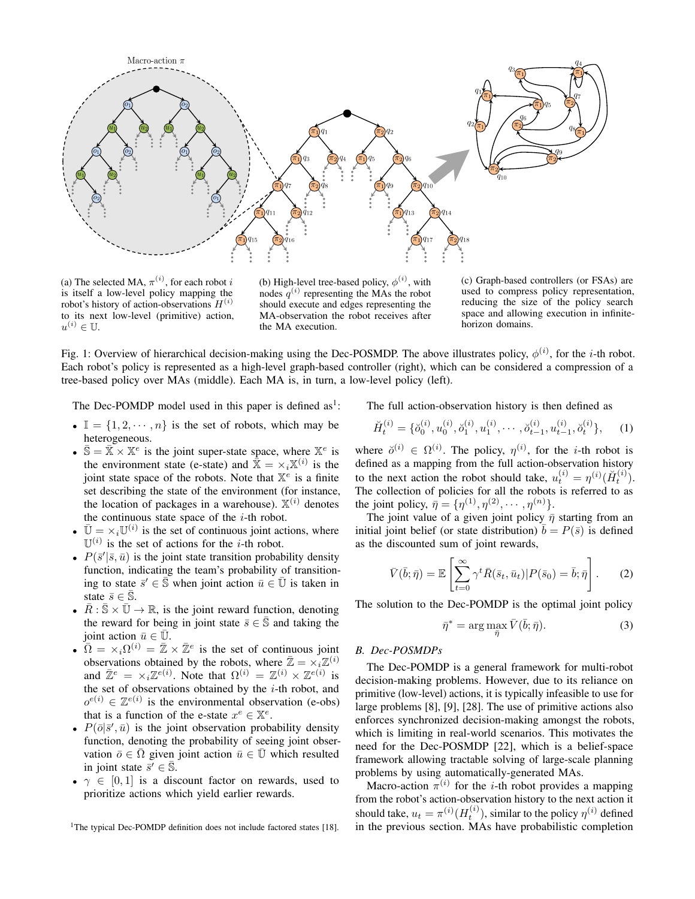Macro-action $\pi$

(a) The selected MA, $\pi^{(i)}$, for each robot $i$ is itself a low-level policy mapping the robot's history of action-observations $H^{(i)}$ to its next low-level (primitive) action, $u^{(i)} \in \mathbb{U}$.

(b) High-level tree-based policy, $\phi^{(i)}$, with nodes $q^{(i)}$ representing the MAs the robot should execute and edges representing the MA-observation the robot receives after the MA execution.

(c) Graph-based controllers (or FSAs) are used to compress policy representation, reducing the size of the policy search space and allowing execution in infinite-horizon domains.

Fig. 1: Overview of hierarchical decision-making using the Dec-POSMDP. The above illustrates policy, $\phi^{(i)}$, for the $i$-th robot. Each robot's policy is represented as a high-level graph-based controller (right), which can be considered a compression of a tree-based policy over MAs (middle). Each MA is, in turn, a low-level policy (left).

The Dec-POMDP model used in this paper is defined as[1]:

- $\mathbb{I} = \{1, 2, \cdots, n\}$ is the set of robots, which may be heterogeneous.
- $\bar{\mathbb{S}} = \bar{\mathbb{X}} \times \mathbb{X}^e$ is the joint super-state space, where $\mathbb{X}^e$ is the environment state (e-state) and $\bar{\mathbb{X}} = \times_i \mathbb{X}^{(i)}$ is the joint state space of the robots. Note that $\mathbb{X}^e$ is a finite set describing the state of the environment (for instance, the location of packages in a warehouse). $\mathbb{X}^{(i)}$ denotes the continuous state space of the $i$-th robot.
- $\bar{\mathbb{U}} = \times_i \mathbb{U}^{(i)}$ is the set of continuous joint actions, where $\mathbb{U}^{(i)}$ is the set of actions for the $i$-th robot.
- $P(\bar{s}'|\bar{s}, \bar{u})$ is the joint state transition probability density function, indicating the team's probability of transitioning to state $\bar{s}' \in \bar{\mathbb{S}}$ when joint action $\bar{u} \in \bar{\mathbb{U}}$ is taken in state $\bar{s} \in \bar{\mathbb{S}}$.
- $\bar{R} : \bar{\mathbb{S}} \times \bar{\mathbb{U}} \to \mathbb{R}$, is the joint reward function, denoting the reward for being in joint state $\bar{s} \in \bar{\mathbb{S}}$ and taking the joint action $\bar{u} \in \bar{\mathbb{U}}$.
- $\bar{\Omega} = \times_i \Omega^{(i)} = \bar{\mathbb{Z}} \times \bar{\mathbb{Z}}^e$ is the set of continuous joint observations obtained by the robots, where $\bar{\mathbb{Z}} = \times_i \mathbb{Z}^{(i)}$ and $\bar{\mathbb{Z}}^e = \times_i \mathbb{Z}^{e(i)}$. Note that $\Omega^{(i)} = \mathbb{Z}^{(i)} \times \mathbb{Z}^{e(i)}$ is the set of observations obtained by the $i$-th robot, and $o^{e(i)} \in \mathbb{Z}^{e(i)}$ is the environmental observation (e-obs) that is a function of the e-state $x^e \in \mathbb{X}^e$.
- $P(\bar{o}|\bar{s}', \bar{u})$ is the joint observation probability density function, denoting the probability of seeing joint observation $\bar{o} \in \bar{\Omega}$ given joint action $\bar{u} \in \bar{\mathbb{U}}$ which resulted in joint state $\bar{s}' \in \bar{\mathbb{S}}$.
- $\gamma \in [0, 1]$ is a discount factor on rewards, used to prioritize actions which yield earlier rewards.

[1]The typical Dec-POMDP definition does not include factored states [18].

The full action-observation history is then defined as

$$\breve{H}_t^{(i)} = \{\breve{o}_0^{(i)}, u_0^{(i)}, \breve{o}_1^{(i)}, u_1^{(i)}, \cdots, \breve{o}_{t-1}^{(i)}, u_{t-1}^{(i)}, \breve{o}_t^{(i)}\}, \quad (1)$$

where $\breve{o}^{(i)} \in \Omega^{(i)}$. The policy, $\eta^{(i)}$, for the $i$-th robot is defined as a mapping from the full action-observation history to the next action the robot should take, $u_t^{(i)} = \eta^{(i)}(\breve{H}_t^{(i)})$. The collection of policies for all the robots is referred to as the joint policy, $\bar{\eta} = \{\eta^{(1)}, \eta^{(2)}, \cdots, \eta^{(n)}\}$.

The joint value of a given joint policy $\bar{\eta}$ starting from an initial joint belief (or state distribution) $\bar{b} = P(\bar{s})$ is defined as the discounted sum of joint rewards,

$$\bar{V}(\bar{b}; \bar{\eta}) = \mathbb{E}\left[\sum_{t=0}^{\infty} \gamma^t \bar{R}(\bar{s}_t, \bar{u}_t) | P(\bar{s}_0) = \bar{b}; \bar{\eta}\right]. \quad (2)$$

The solution to the Dec-POMDP is the optimal joint policy

$$\bar{\eta}^* = \arg\max_{\bar{\eta}} \bar{V}(\bar{b}; \bar{\eta}). \quad (3)$$

### B. Dec-POSMDPs

The Dec-POMDP is a general framework for multi-robot decision-making problems. However, due to its reliance on primitive (low-level) actions, it is typically infeasible to use for large problems [8], [9], [28]. The use of primitive actions also enforces synchronized decision-making amongst the robots, which is limiting in real-world scenarios. This motivates the need for the Dec-POSMDP [22], which is a belief-space framework allowing tractable solving of large-scale planning problems by using automatically-generated MAs.

Macro-action $\pi^{(i)}$ for the $i$-th robot provides a mapping from the robot's action-observation history to the next action it should take, $u_t = \pi^{(i)}(H_t^{(i)})$, similar to the policy $\eta^{(i)}$ defined in the previous section. MAs have probabilistic completion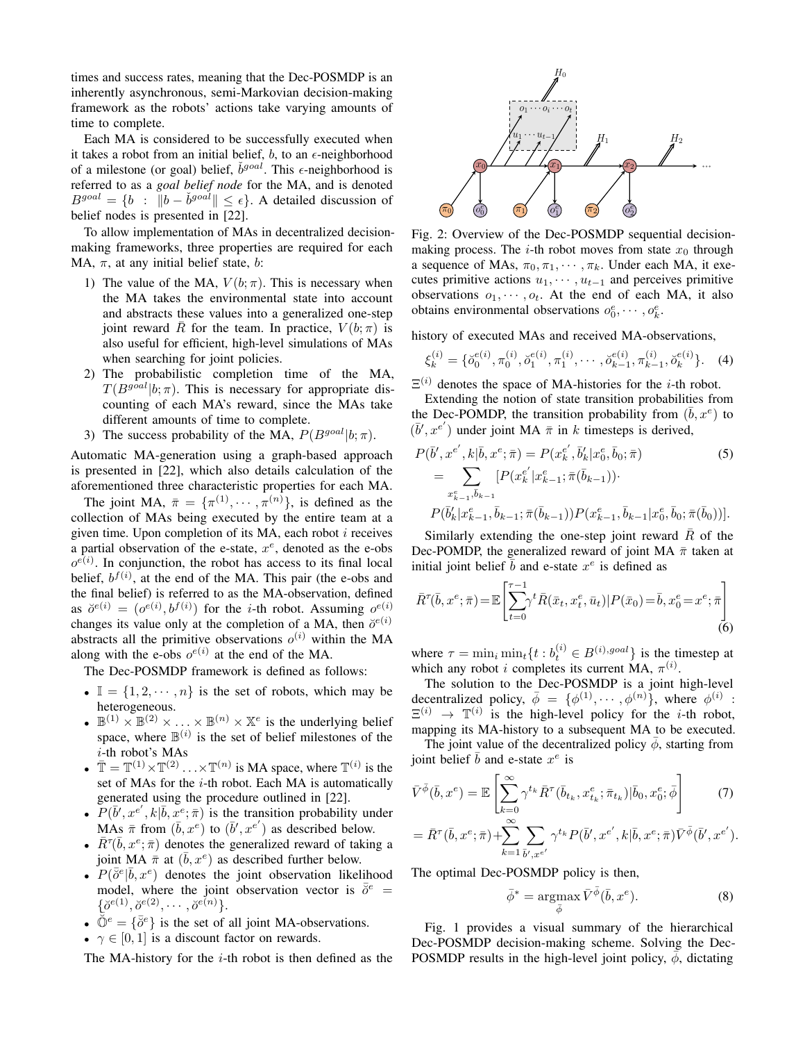times and success rates, meaning that the Dec-POSMDP is an inherently asynchronous, semi-Markovian decision-making framework as the robots' actions take varying amounts of time to complete.

Each MA is considered to be successfully executed when it takes a robot from an initial belief, $b$, to an $\epsilon$-neighborhood of a milestone (or goal) belief, $\breve{b}^{goal}$. This $\epsilon$-neighborhood is referred to as a *goal belief node* for the MA, and is denoted $B^{goal} = \{b \ : \ \|b - \breve{b}^{goal}\| \leq \epsilon\}$. A detailed discussion of belief nodes is presented in [22].

To allow implementation of MAs in decentralized decision-making frameworks, three properties are required for each MA, $\pi$, at any initial belief state, $b$:

1) The value of the MA, $V(b;\pi)$. This is necessary when the MA takes the environmental state into account and abstracts these values into a generalized one-step joint reward $\bar{R}$ for the team. In practice, $V(b;\pi)$ is also useful for efficient, high-level simulations of MAs when searching for joint policies.
2) The probabilistic completion time of the MA, $T(B^{goal}|b;\pi)$. This is necessary for appropriate discounting of each MA's reward, since the MAs take different amounts of time to complete.
3) The success probability of the MA, $P(B^{goal}|b;\pi)$.

Automatic MA-generation using a graph-based approach is presented in [22], which also details calculation of the aforementioned three characteristic properties for each MA.

The joint MA, $\bar{\pi} = \{\pi^{(1)}, \cdots, \pi^{(n)}\}$, is defined as the collection of MAs being executed by the entire team at a given time. Upon completion of its MA, each robot $i$ receives a partial observation of the e-state, $x^e$, denoted as the e-obs $o^{e(i)}$. In conjunction, the robot has access to its final local belief, $b^{f(i)}$, at the end of the MA. This pair (the e-obs and the final belief) is referred to as the MA-observation, defined as $\breve{o}^{e(i)} = (o^{e(i)}, b^{f(i)})$ for the $i$-th robot. Assuming $o^{e(i)}$ changes its value only at the completion of a MA, then $\breve{o}^{e(i)}$ abstracts all the primitive observations $o^{(i)}$ within the MA along with the e-obs $o^{e(i)}$ at the end of the MA.

The Dec-POSMDP framework is defined as follows:

- $\mathbb{I} = \{1, 2, \cdots, n\}$ is the set of robots, which may be heterogeneous.
- $\mathbb{B}^{(1)} \times \mathbb{B}^{(2)} \times \ldots \times \mathbb{B}^{(n)} \times \mathbb{X}^e$ is the underlying belief space, where $\mathbb{B}^{(i)}$ is the set of belief milestones of the $i$-th robot's MAs
- $\bar{\mathbb{T}} = \mathbb{T}^{(1)} \times \mathbb{T}^{(2)} \ldots \times \mathbb{T}^{(n)}$ is MA space, where $\mathbb{T}^{(i)}$ is the set of MAs for the $i$-th robot. Each MA is automatically generated using the procedure outlined in [22].
- $P(\bar{b}', x^{e'}, k|\bar{b}, x^e; \bar{\pi})$ is the transition probability under MAs $\bar{\pi}$ from $(\bar{b}, x^e)$ to $(\bar{b}', x^{e'})$ as described below.
- $\bar{R}^{\tau}(\bar{b}, x^e; \bar{\pi})$ denotes the generalized reward of taking a joint MA $\bar{\pi}$ at $(\bar{b}, x^e)$ as described further below.
- $P(\bar{\breve{o}}^e|\bar{b}, x^e)$ denotes the joint observation likelihood model, where the joint observation vector is $\bar{\breve{o}}^e = \{\breve{o}^{e(1)}, \breve{o}^{e(2)}, \cdots, \breve{o}^{e(n)}\}$.
- $\bar{\breve{\mathbb{O}}}^e = \{\bar{\breve{o}}^e\}$ is the set of all joint MA-observations.
- $\gamma \in [0, 1]$ is a discount factor on rewards.

The MA-history for the $i$-th robot is then defined as the

Fig. 2: Overview of the Dec-POSMDP sequential decision-making process. The $i$-th robot moves from state $x_0$ through a sequence of MAs, $\pi_0, \pi_1, \cdots, \pi_k$. Under each MA, it executes primitive actions $u_1, \cdots, u_{t-1}$ and perceives primitive observations $o_1, \cdots, o_t$. At the end of each MA, it also obtains environmental observations $o_0^e, \cdots, o_k^e$.

history of executed MAs and received MA-observations,

$$\xi_k^{(i)} = \{\breve{o}_0^{e(i)}, \pi_0^{(i)}, \breve{o}_1^{e(i)}, \pi_1^{(i)}, \cdots, \breve{o}_{k-1}^{e(i)}, \pi_{k-1}^{(i)}, \breve{o}_k^{e(i)}\}. \quad (4)$$

$\Xi^{(i)}$ denotes the space of MA-histories for the $i$-th robot.

Extending the notion of state transition probabilities from the Dec-POMDP, the transition probability from $(\bar{b}, x^e)$ to $(\bar{b}', x^{e'})$ under joint MA $\bar{\pi}$ in $k$ timesteps is derived,

$$\begin{aligned}
P(\bar{b}', x^{e'}, k|\bar{b}, x^e; \bar{\pi}) &= P(x_k^{e'}, \bar{b}_k'|x_0^e, \bar{b}_0; \bar{\pi}) \quad (5)\\
&= \sum_{x_{k-1}^e, \bar{b}_{k-1}} [P(x_k^{e'}|x_{k-1}^e; \bar{\pi}(\bar{b}_{k-1})) \cdot \\
&\quad P(\bar{b}_k'|x_{k-1}^e, \bar{b}_{k-1}; \bar{\pi}(\bar{b}_{k-1})) P(x_{k-1}^e, \bar{b}_{k-1}|x_0^e, \bar{b}_0; \bar{\pi}(\bar{b}_0))].
\end{aligned}$$

Similarly extending the one-step joint reward $\bar{R}$ of the Dec-POMDP, the generalized reward of joint MA $\bar{\pi}$ taken at initial joint belief $\bar{b}$ and e-state $x^e$ is defined as

$$\bar{R}^{\tau}(\bar{b}, x^e; \bar{\pi}) = \mathbb{E}\left[\sum_{t=0}^{\tau-1} \gamma^t \bar{R}(\bar{x}_t, x_t^e, \bar{u}_t) | P(\bar{x}_0) = \bar{b}, x_0^e = x^e; \bar{\pi}\right] \quad (6)$$

where $\tau = \min_i \min_t \{t : b_t^{(i)} \in B^{(i),goal}\}$ is the timestep at which any robot $i$ completes its current MA, $\pi^{(i)}$.

The solution to the Dec-POSMDP is a joint high-level decentralized policy, $\bar{\phi} = \{\phi^{(1)}, \cdots, \phi^{(n)}\}$, where $\phi^{(i)} : \Xi^{(i)} \to \mathbb{T}^{(i)}$ is the high-level policy for the $i$-th robot, mapping its MA-history to a subsequent MA to be executed.

The joint value of the decentralized policy $\bar{\phi}$, starting from joint belief $\bar{b}$ and e-state $x^e$ is

$$\begin{aligned}
\bar{V}^{\bar{\phi}}(\bar{b}, x^e) &= \mathbb{E}\left[\sum_{k=0}^{\infty} \gamma^{t_k} \bar{R}^{\tau}(\bar{b}_{t_k}, x_{t_k}^e; \bar{\pi}_{t_k}) | \bar{b}_0, x_0^e; \bar{\phi}\right] \quad (7)\\
&= \bar{R}^{\tau}(\bar{b}, x^e; \bar{\pi}) + \sum_{k=1}^{\infty} \sum_{\bar{b}', x^{e'}} \gamma^{t_k} P(\bar{b}', x^{e'}, k|\bar{b}, x^e; \bar{\pi}) \bar{V}^{\bar{\phi}}(\bar{b}', x^{e'}).
\end{aligned}$$

The optimal Dec-POSMDP policy is then,

$$\bar{\phi}^* = \underset{\bar{\phi}}{\operatorname{argmax}} \, \bar{V}^{\bar{\phi}}(\bar{b}, x^e). \quad (8)$$

Fig. 1 provides a visual summary of the hierarchical Dec-POSMDP decision-making scheme. Solving the Dec-POSMDP results in the high-level joint policy, $\bar{\phi}$, dictating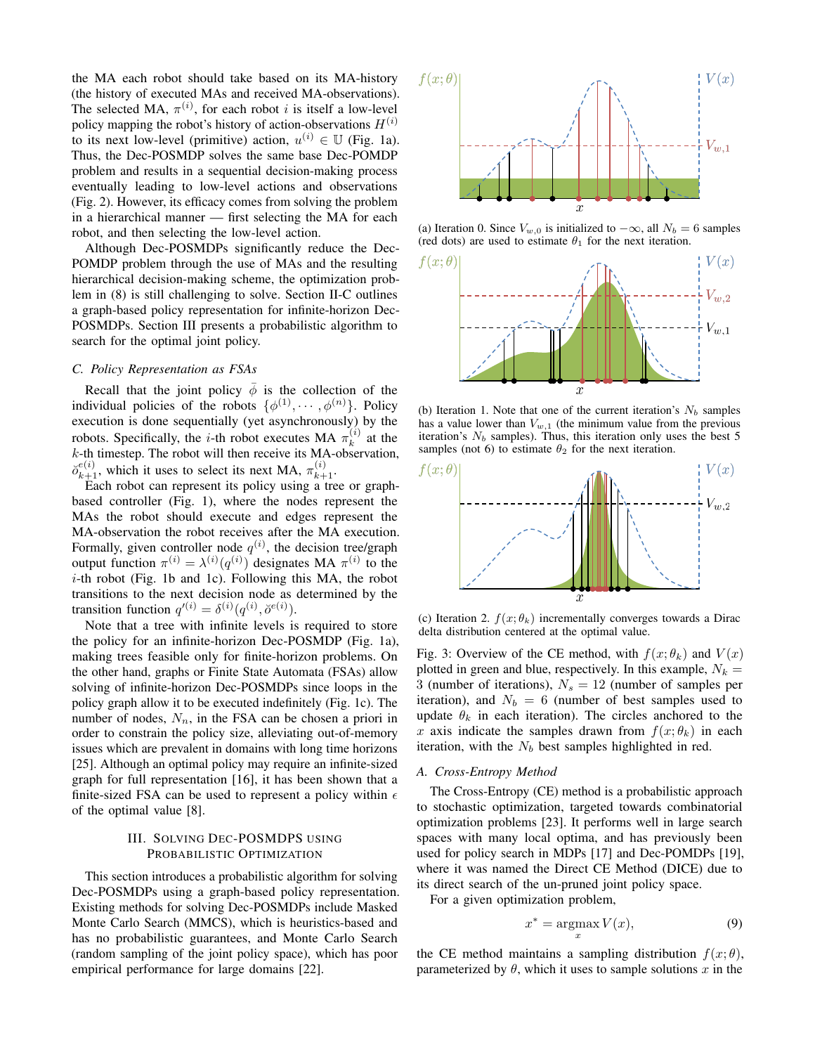the MA each robot should take based on its MA-history (the history of executed MAs and received MA-observations). The selected MA, $\pi^{(i)}$, for each robot $i$ is itself a low-level policy mapping the robot's history of action-observations $H^{(i)}$ to its next low-level (primitive) action, $u^{(i)} \in \mathbb{U}$ (Fig. 1a). Thus, the Dec-POSMDP solves the same base Dec-POMDP problem and results in a sequential decision-making process eventually leading to low-level actions and observations (Fig. 2). However, its efficacy comes from solving the problem in a hierarchical manner — first selecting the MA for each robot, and then selecting the low-level action.

Although Dec-POSMDPs significantly reduce the Dec-POMDP problem through the use of MAs and the resulting hierarchical decision-making scheme, the optimization problem in (8) is still challenging to solve. Section II-C outlines a graph-based policy representation for infinite-horizon Dec-POSMDPs. Section III presents a probabilistic algorithm to search for the optimal joint policy.

### C. Policy Representation as FSAs

Recall that the joint policy $\bar{\phi}$ is the collection of the individual policies of the robots $\{\phi^{(1)}, \cdots, \phi^{(n)}\}$. Policy execution is done sequentially (yet asynchronously) by the robots. Specifically, the $i$-th robot executes MA $\pi_k^{(i)}$ at the $k$-th timestep. The robot will then receive its MA-observation, $\breve{o}_{k+1}^{e(i)}$, which it uses to select its next MA, $\pi_{k+1}^{(i)}$.

Each robot can represent its policy using a tree or graph-based controller (Fig. 1), where the nodes represent the MAs the robot should execute and edges represent the MA-observation the robot receives after the MA execution. Formally, given controller node $q^{(i)}$, the decision tree/graph output function $\pi^{(i)} = \lambda^{(i)}(q^{(i)})$ designates MA $\pi^{(i)}$ to the $i$-th robot (Fig. 1b and 1c). Following this MA, the robot transitions to the next decision node as determined by the transition function $q'^{(i)} = \delta^{(i)}(q^{(i)}, \breve{o}^{e(i)})$.

Note that a tree with infinite levels is required to store the policy for an infinite-horizon Dec-POSMDP (Fig. 1a), making trees feasible only for finite-horizon problems. On the other hand, graphs or Finite State Automata (FSAs) allow solving of infinite-horizon Dec-POSMDPs since loops in the policy graph allow it to be executed indefinitely (Fig. 1c). The number of nodes, $N_n$, in the FSA can be chosen a priori in order to constrain the policy size, alleviating out-of-memory issues which are prevalent in domains with long time horizons [25]. Although an optimal policy may require an infinite-sized graph for full representation [16], it has been shown that a finite-sized FSA can be used to represent a policy within $\epsilon$ of the optimal value [8].

## III. Solving Dec-POSMDPs using Probabilistic Optimization

This section introduces a probabilistic algorithm for solving Dec-POSMDPs using a graph-based policy representation. Existing methods for solving Dec-POSMDPs include Masked Monte Carlo Search (MMCS), which is heuristics-based and has no probabilistic guarantees, and Monte Carlo Search (random sampling of the joint policy space), which has poor empirical performance for large domains [22].

(a) Iteration 0. Since $V_{w,0}$ is initialized to $-\infty$, all $N_b = 6$ samples (red dots) are used to estimate $\theta_1$ for the next iteration.

(b) Iteration 1. Note that one of the current iteration's $N_b$ samples has a value lower than $V_{w,1}$ (the minimum value from the previous iteration's $N_b$ samples). Thus, this iteration only uses the best 5 samples (not 6) to estimate $\theta_2$ for the next iteration.

(c) Iteration 2. $f(x;\theta_k)$ incrementally converges towards a Dirac delta distribution centered at the optimal value.

Fig. 3: Overview of the CE method, with $f(x;\theta_k)$ and $V(x)$ plotted in green and blue, respectively. In this example, $N_k = 3$ (number of iterations), $N_s = 12$ (number of samples per iteration), and $N_b = 6$ (number of best samples used to update $\theta_k$ in each iteration). The circles anchored to the $x$ axis indicate the samples drawn from $f(x;\theta_k)$ in each iteration, with the $N_b$ best samples highlighted in red.

### A. Cross-Entropy Method

The Cross-Entropy (CE) method is a probabilistic approach to stochastic optimization, targeted towards combinatorial optimization problems [23]. It performs well in large search spaces with many local optima, and has previously been used for policy search in MDPs [17] and Dec-POMDPs [19], where it was named the Direct CE Method (DICE) due to its direct search of the un-pruned joint policy space.

For a given optimization problem,

$$x^* = \operatorname*{argmax}_x V(x), \tag{9}$$

the CE method maintains a sampling distribution $f(x;\theta)$, parameterized by $\theta$, which it uses to sample solutions $x$ in the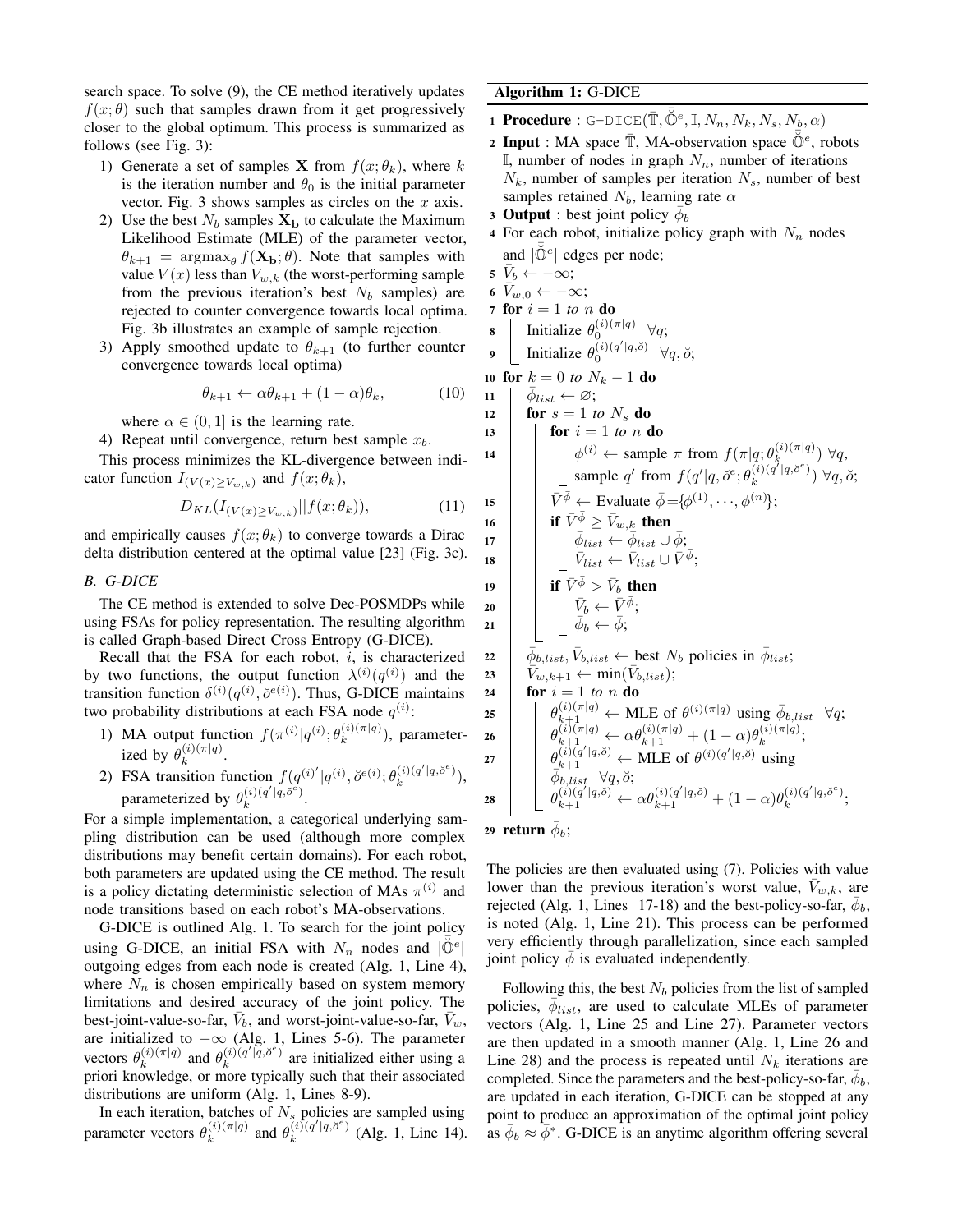search space. To solve (9), the CE method iteratively updates $f(x;\theta)$ such that samples drawn from it get progressively closer to the global optimum. This process is summarized as follows (see Fig. 3):

1) Generate a set of samples $\mathbf{X}$ from $f(x;\theta_k)$, where $k$ is the iteration number and $\theta_0$ is the initial parameter vector. Fig. 3 shows samples as circles on the $x$ axis.
2) Use the best $N_b$ samples $\mathbf{X_b}$ to calculate the Maximum Likelihood Estimate (MLE) of the parameter vector, $\theta_{k+1} = \text{argmax}_\theta f(\mathbf{X_b};\theta)$. Note that samples with value $V(x)$ less than $V_{w,k}$ (the worst-performing sample from the previous iteration's best $N_b$ samples) are rejected to counter convergence towards local optima. Fig. 3b illustrates an example of sample rejection.
3) Apply smoothed update to $\theta_{k+1}$ (to further counter convergence towards local optima)
$$\theta_{k+1} \leftarrow \alpha\theta_{k+1} + (1-\alpha)\theta_k, \tag{10}$$
where $\alpha \in (0,1]$ is the learning rate.
4) Repeat until convergence, return best sample $x_b$.

This process minimizes the KL-divergence between indicator function $I_{(V(x)\geq V_{w,k})}$ and $f(x;\theta_k)$,
$$D_{KL}(I_{(V(x)\geq V_{w,k})}||f(x;\theta_k)), \tag{11}$$
and empirically causes $f(x;\theta_k)$ to converge towards a Dirac delta distribution centered at the optimal value [23] (Fig. 3c).

### B. G-DICE

The CE method is extended to solve Dec-POSMDPs while using FSAs for policy representation. The resulting algorithm is called Graph-based Direct Cross Entropy (G-DICE).

Recall that the FSA for each robot, $i$, is characterized by two functions, the output function $\lambda^{(i)}(q^{(i)})$ and the transition function $\delta^{(i)}(q^{(i)}, \breve{o}^{e(i)})$. Thus, G-DICE maintains two probability distributions at each FSA node $q^{(i)}$:

1) MA output function $f(\pi^{(i)}|q^{(i)};\theta_k^{(i)(\pi|q)})$, parameterized by $\theta_k^{(i)(\pi|q)}$.
2) FSA transition function $f(q^{(i)'}|q^{(i)}, \breve{o}^{e(i)};\theta_k^{(i)(q'|q,\breve{o}^e)})$, parameterized by $\theta_k^{(i)(q'|q,\breve{o}^e)}$.

For a simple implementation, a categorical underlying sampling distribution can be used (although more complex distributions may benefit certain domains). For each robot, both parameters are updated using the CE method. The result is a policy dictating deterministic selection of MAs $\pi^{(i)}$ and node transitions based on each robot's MA-observations.

G-DICE is outlined Alg. 1. To search for the joint policy using G-DICE, an initial FSA with $N_n$ nodes and $|\breve{\bar{\mathbb{O}}}^e|$ outgoing edges from each node is created (Alg. 1, Line 4), where $N_n$ is chosen empirically based on system memory limitations and desired accuracy of the joint policy. The best-joint-value-so-far, $\bar{V}_b$, and worst-joint-value-so-far, $\bar{V}_w$, are initialized to $-\infty$ (Alg. 1, Lines 5-6). The parameter vectors $\theta_k^{(i)(\pi|q)}$ and $\theta_k^{(i)(q'|q,\breve{o}^e)}$ are initialized either using a priori knowledge, or more typically such that their associated distributions are uniform (Alg. 1, Lines 8-9).

In each iteration, batches of $N_s$ policies are sampled using parameter vectors $\theta_k^{(i)(\pi|q)}$ and $\theta_k^{(i)(q'|q,\breve{o}^e)}$ (Alg. 1, Line 14).

**Algorithm 1:** G-DICE

```
1  Procedure : G-DICE(T̄, Ŏ̄^e, I, N_n, N_k, N_s, N_b, α)
2  Input : MA space T̄, MA-observation space Ŏ̄^e, robots
     I, number of nodes in graph N_n, number of iterations
     N_k, number of samples per iteration N_s, number of best
     samples retained N_b, learning rate α
3  Output : best joint policy φ̄_b
4  For each robot, initialize policy graph with N_n nodes
     and |Ŏ̄^e| edges per node;
5  V̄_b ← −∞;
6  V̄_{w,0} ← −∞;
7  for i = 1 to n do
8      Initialize θ_0^{(i)(π|q)}  ∀q;
9      Initialize θ_0^{(i)(q'|q,ŏ)}  ∀q, ŏ;
10 for k = 0 to N_k − 1 do
11     φ̄_list ← ∅;
12     for s = 1 to N_s do
13         for i = 1 to n do
14             φ^{(i)} ← sample π from f(π|q; θ_k^{(i)(π|q)}) ∀q,
                 sample q' from f(q'|q, ŏ^e; θ_k^{(i)(q'|q,ŏ^e)}) ∀q, ŏ;
15         V̄^φ̄ ← Evaluate φ̄={φ^{(1)}, ···, φ^{(n)}};
16         if V̄^φ̄ ≥ V̄_{w,k} then
17             φ̄_list ← φ̄_list ∪ φ̄;
18             V̄_list ← V̄_list ∪ V̄^φ̄;
19         if V̄^φ̄ > V̄_b then
20             V̄_b ← V̄^φ̄;
21             φ̄_b ← φ̄;
22     φ̄_{b,list}, V̄_{b,list} ← best N_b policies in φ̄_list;
23     V̄_{w,k+1} ← min(V̄_{b,list});
24     for i = 1 to n do
25         θ_{k+1}^{(i)(π|q)} ← MLE of θ^{(i)(π|q)} using φ̄_{b,list}  ∀q;
26         θ_{k+1}^{(i)(π|q)} ← αθ_{k+1}^{(i)(π|q)} + (1 − α)θ_k^{(i)(π|q)};
27         θ_{k+1}^{(i)(q'|q,ŏ)} ← MLE of θ^{(i)(q'|q,ŏ)} using
             φ̄_{b,list}  ∀q, ŏ;
28         θ_{k+1}^{(i)(q'|q,ŏ)} ← αθ_{k+1}^{(i)(q'|q,ŏ)} + (1 − α)θ_k^{(i)(q'|q,ŏ^e)};
29 return φ̄_b;
```

The policies are then evaluated using (7). Policies with value lower than the previous iteration's worst value, $\bar{V}_{w,k}$, are rejected (Alg. 1, Lines 17-18) and the best-policy-so-far, $\bar{\phi}_b$, is noted (Alg. 1, Line 21). This process can be performed very efficiently through parallelization, since each sampled joint policy $\bar{\phi}$ is evaluated independently.

Following this, the best $N_b$ policies from the list of sampled policies, $\bar{\phi}_{list}$, are used to calculate MLEs of parameter vectors (Alg. 1, Line 25 and Line 27). Parameter vectors are then updated in a smooth manner (Alg. 1, Line 26 and Line 28) and the process is repeated until $N_k$ iterations are completed. Since the parameters and the best-policy-so-far, $\bar{\phi}_b$, are updated in each iteration, G-DICE can be stopped at any point to produce an approximation of the optimal joint policy as $\bar{\phi}_b \approx \bar{\phi}^*$. G-DICE is an anytime algorithm offering several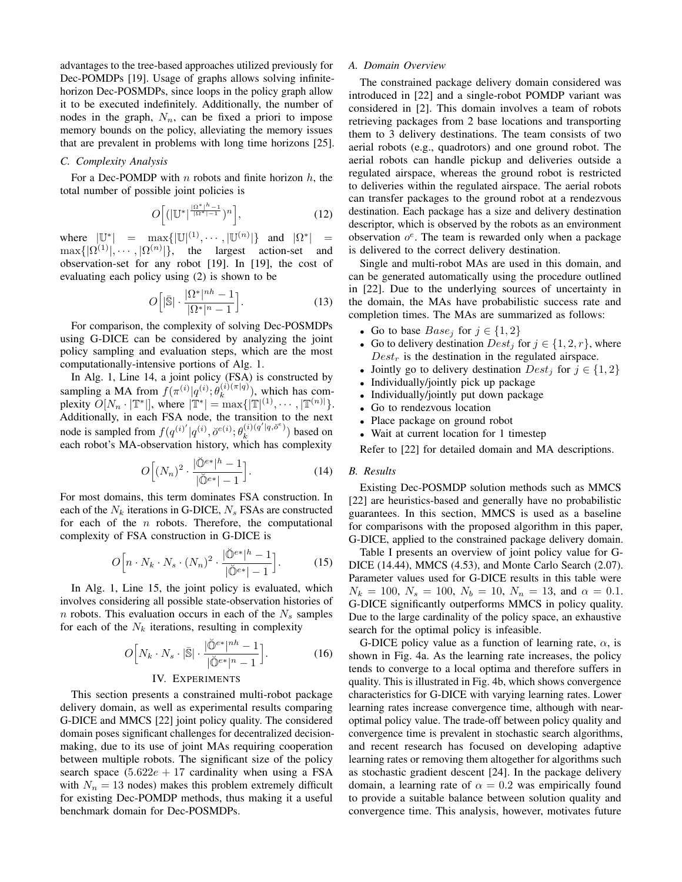advantages to the tree-based approaches utilized previously for Dec-POMDPs [19]. Usage of graphs allows solving infinite-horizon Dec-POSMDPs, since loops in the policy graph allow it to be executed indefinitely. Additionally, the number of nodes in the graph, $N_n$, can be fixed a priori to impose memory bounds on the policy, alleviating the memory issues that are prevalent in problems with long time horizons [25].

### C. Complexity Analysis

For a Dec-POMDP with $n$ robots and finite horizon $h$, the total number of possible joint policies is

$$O\Big[(|\mathbb{U}^*|^{\frac{|\Omega^*|^h-1}{|\Omega^*|-1}})^n\Big], \tag{12}$$

where $|\mathbb{U}^*| = \max\{|\mathbb{U}|^{(1)}, \cdots, |\mathbb{U}^{(n)}|\}$ and $|\Omega^*| = \max\{|\Omega^{(1)}|, \cdots, |\Omega^{(n)}|\}$, the largest action-set and observation-set for any robot [19]. In [19], the cost of evaluating each policy using (2) is shown to be

$$O\Big[|\bar{\mathbb{S}}| \cdot \frac{|\Omega^*|^{nh}-1}{|\Omega^*|^n-1}\Big]. \tag{13}$$

For comparison, the complexity of solving Dec-POSMDPs using G-DICE can be considered by analyzing the joint policy sampling and evaluation steps, which are the most computationally-intensive portions of Alg. 1.

In Alg. 1, Line 14, a joint policy (FSA) is constructed by sampling a MA from $f(\pi^{(i)}|q^{(i)};\theta_k^{(i)(\pi|q)})$, which has complexity $O[N_n \cdot |\mathbb{T}^*|]$, where $|\mathbb{T}^*| = \max\{|\mathbb{T}|^{(1)}, \cdots, |\mathbb{T}^{(n)}|\}$. Additionally, in each FSA node, the transition to the next node is sampled from $f(q^{(i)'}|q^{(i)}, \breve{o}^{e(i)};\theta_k^{(i)(q'|q,\breve{o}^e)})$ based on each robot's MA-observation history, which has complexity

$$O\Big[(N_n)^2 \cdot \frac{|\breve{\mathbb{O}}^{e*}|^h-1}{|\breve{\mathbb{O}}^{e*}|-1}\Big]. \tag{14}$$

For most domains, this term dominates FSA construction. In each of the $N_k$ iterations in G-DICE, $N_s$ FSAs are constructed for each of the $n$ robots. Therefore, the computational complexity of FSA construction in G-DICE is

$$O\Big[n \cdot N_k \cdot N_s \cdot (N_n)^2 \cdot \frac{|\breve{\mathbb{O}}^{e*}|^h-1}{|\breve{\mathbb{O}}^{e*}|-1}\Big]. \tag{15}$$

In Alg. 1, Line 15, the joint policy is evaluated, which involves considering all possible state-observation histories of $n$ robots. This evaluation occurs in each of the $N_s$ samples for each of the $N_k$ iterations, resulting in complexity

$$O\Big[N_k \cdot N_s \cdot |\bar{\mathbb{S}}| \cdot \frac{|\breve{\mathbb{O}}^{e*}|^{nh}-1}{|\breve{\mathbb{O}}^{e*}|^n-1}\Big]. \tag{16}$$

## IV. Experiments

This section presents a constrained multi-robot package delivery domain, as well as experimental results comparing G-DICE and MMCS [22] joint policy quality. The considered domain poses significant challenges for decentralized decision-making, due to its use of joint MAs requiring cooperation between multiple robots. The significant size of the policy search space ($5.622e+17$ cardinality when using a FSA with $N_n = 13$ nodes) makes this problem extremely difficult for existing Dec-POMDP methods, thus making it a useful benchmark domain for Dec-POSMDPs.

### A. Domain Overview

The constrained package delivery domain considered was introduced in [22] and a single-robot POMDP variant was considered in [2]. This domain involves a team of robots retrieving packages from 2 base locations and transporting them to 3 delivery destinations. The team consists of two aerial robots (e.g., quadrotors) and one ground robot. The aerial robots can handle pickup and deliveries outside a regulated airspace, whereas the ground robot is restricted to deliveries within the regulated airspace. The aerial robots can transfer packages to the ground robot at a rendezvous destination. Each package has a size and delivery destination descriptor, which is observed by the robots as an environment observation $o^e$. The team is rewarded only when a package is delivered to the correct delivery destination.

Single and multi-robot MAs are used in this domain, and can be generated automatically using the procedure outlined in [22]. Due to the underlying sources of uncertainty in the domain, the MAs have probabilistic success rate and completion times. The MAs are summarized as follows:

- Go to base $Base_j$ for $j \in \{1, 2\}$
- Go to delivery destination $Dest_j$ for $j \in \{1, 2, r\}$, where $Dest_r$ is the destination in the regulated airspace.
- Jointly go to delivery destination $Dest_j$ for $j \in \{1, 2\}$
- Individually/jointly pick up package
- Individually/jointly put down package
- Go to rendezvous location
- Place package on ground robot
- Wait at current location for 1 timestep

Refer to [22] for detailed domain and MA descriptions.

### B. Results

Existing Dec-POSMDP solution methods such as MMCS [22] are heuristics-based and generally have no probabilistic guarantees. In this section, MMCS is used as a baseline for comparisons with the proposed algorithm in this paper, G-DICE, applied to the constrained package delivery domain.

Table I presents an overview of joint policy value for G-DICE (14.44), MMCS (4.53), and Monte Carlo Search (2.07). Parameter values used for G-DICE results in this table were $N_k = 100$, $N_s = 100$, $N_b = 10$, $N_n = 13$, and $\alpha = 0.1$. G-DICE significantly outperforms MMCS in policy quality. Due to the large cardinality of the policy space, an exhaustive search for the optimal policy is infeasible.

G-DICE policy value as a function of learning rate, $\alpha$, is shown in Fig. 4a. As the learning rate increases, the policy tends to converge to a local optima and therefore suffers in quality. This is illustrated in Fig. 4b, which shows convergence characteristics for G-DICE with varying learning rates. Lower learning rates increase convergence time, although with near-optimal policy value. The trade-off between policy quality and convergence time is prevalent in stochastic search algorithms, and recent research has focused on developing adaptive learning rates or removing them altogether for algorithms such as stochastic gradient descent [24]. In the package delivery domain, a learning rate of $\alpha = 0.2$ was empirically found to provide a suitable balance between solution quality and convergence time. This analysis, however, motivates future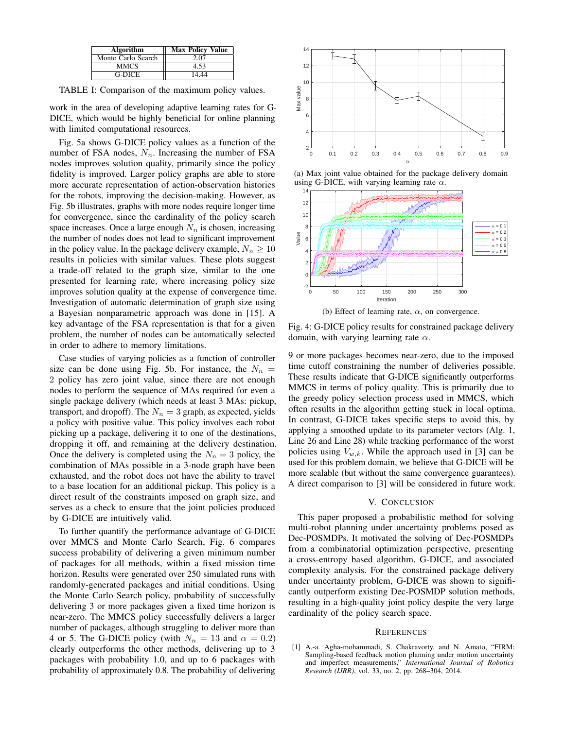| Algorithm | Max Policy Value |
|---|---|
| Monte Carlo Search | 2.07 |
| MMCS | 4.53 |
| G-DICE | 14.44 |

TABLE I: Comparison of the maximum policy values.

work in the area of developing adaptive learning rates for G-DICE, which would be highly beneficial for online planning with limited computational resources.

Fig. 5a shows G-DICE policy values as a function of the number of FSA nodes, $N_n$. Increasing the number of FSA nodes improves solution quality, primarily since the policy fidelity is improved. Larger policy graphs are able to store more accurate representation of action-observation histories for the robots, improving the decision-making. However, as Fig. 5b illustrates, graphs with more nodes require longer time for convergence, since the cardinality of the policy search space increases. Once a large enough $N_n$ is chosen, increasing the number of nodes does not lead to significant improvement in the policy value. In the package delivery example, $N_n \geq 10$ results in policies with similar values. These plots suggest a trade-off related to the graph size, similar to the one presented for learning rate, where increasing policy size improves solution quality at the expense of convergence time. Investigation of automatic determination of graph size using a Bayesian nonparametric approach was done in [15]. A key advantage of the FSA representation is that for a given problem, the number of nodes can be automatically selected in order to adhere to memory limitations.

Case studies of varying policies as a function of controller size can be done using Fig. 5b. For instance, the $N_n = 2$ policy has zero joint value, since there are not enough nodes to perform the sequence of MAs required for even a single package delivery (which needs at least 3 MAs: pickup, transport, and dropoff). The $N_n = 3$ graph, as expected, yields a policy with positive value. This policy involves each robot picking up a package, delivering it to one of the destinations, dropping it off, and remaining at the delivery destination. Once the delivery is completed using the $N_n = 3$ policy, the combination of MAs possible in a 3-node graph have been exhausted, and the robot does not have the ability to travel to a base location for an additional pickup. This policy is a direct result of the constraints imposed on graph size, and serves as a check to ensure that the joint policies produced by G-DICE are intuitively valid.

To further quantify the performance advantage of G-DICE over MMCS and Monte Carlo Search, Fig. 6 compares success probability of delivering a given minimum number of packages for all methods, within a fixed mission time horizon. Results were generated over 250 simulated runs with randomly-generated packages and initial conditions. Using the Monte Carlo Search policy, probability of successfully delivering 3 or more packages given a fixed time horizon is near-zero. The MMCS policy successfully delivers a larger number of packages, although struggling to deliver more than 4 or 5. The G-DICE policy (with $N_n = 13$ and $\alpha = 0.2$) clearly outperforms the other methods, delivering up to 3 packages with probability 1.0, and up to 6 packages with probability of approximately 0.8. The probability of delivering 9 or more packages becomes near-zero, due to the imposed time cutoff constraining the number of deliveries possible. These results indicate that G-DICE significantly outperforms MMCS in terms of policy quality. This is primarily due to the greedy policy selection process used in MMCS, which often results in the algorithm getting stuck in local optima. In contrast, G-DICE takes specific steps to avoid this, by applying a smoothed update to its parameter vectors (Alg. 1, Line 26 and Line 28) while tracking performance of the worst policies using $\bar{V}_{w,k}$. While the approach used in [3] can be used for this problem domain, we believe that G-DICE will be more scalable (but without the same convergence guarantees). A direct comparison to [3] will be considered in future work.

(a) Max joint value obtained for the package delivery domain using G-DICE, with varying learning rate $\alpha$.

(b) Effect of learning rate, $\alpha$, on convergence.

Fig. 4: G-DICE policy results for constrained package delivery domain, with varying learning rate $\alpha$.

## V. CONCLUSION

This paper proposed a probabilistic method for solving multi-robot planning under uncertainty problems posed as Dec-POSMDPs. It motivated the solving of Dec-POSMDPs from a combinatorial optimization perspective, presenting a cross-entropy based algorithm, G-DICE, and associated complexity analysis. For the constrained package delivery under uncertainty problem, G-DICE was shown to significantly outperform existing Dec-POSMDP solution methods, resulting in a high-quality joint policy despite the very large cardinality of the policy search space.

## REFERENCES

[1] A.-a. Agha-mohammadi, S. Chakravorty, and N. Amato, "FIRM: Sampling-based feedback motion planning under motion uncertainty and imperfect measurements," *International Journal of Robotics Research (IJRR)*, vol. 33, no. 2, pp. 268–304, 2014.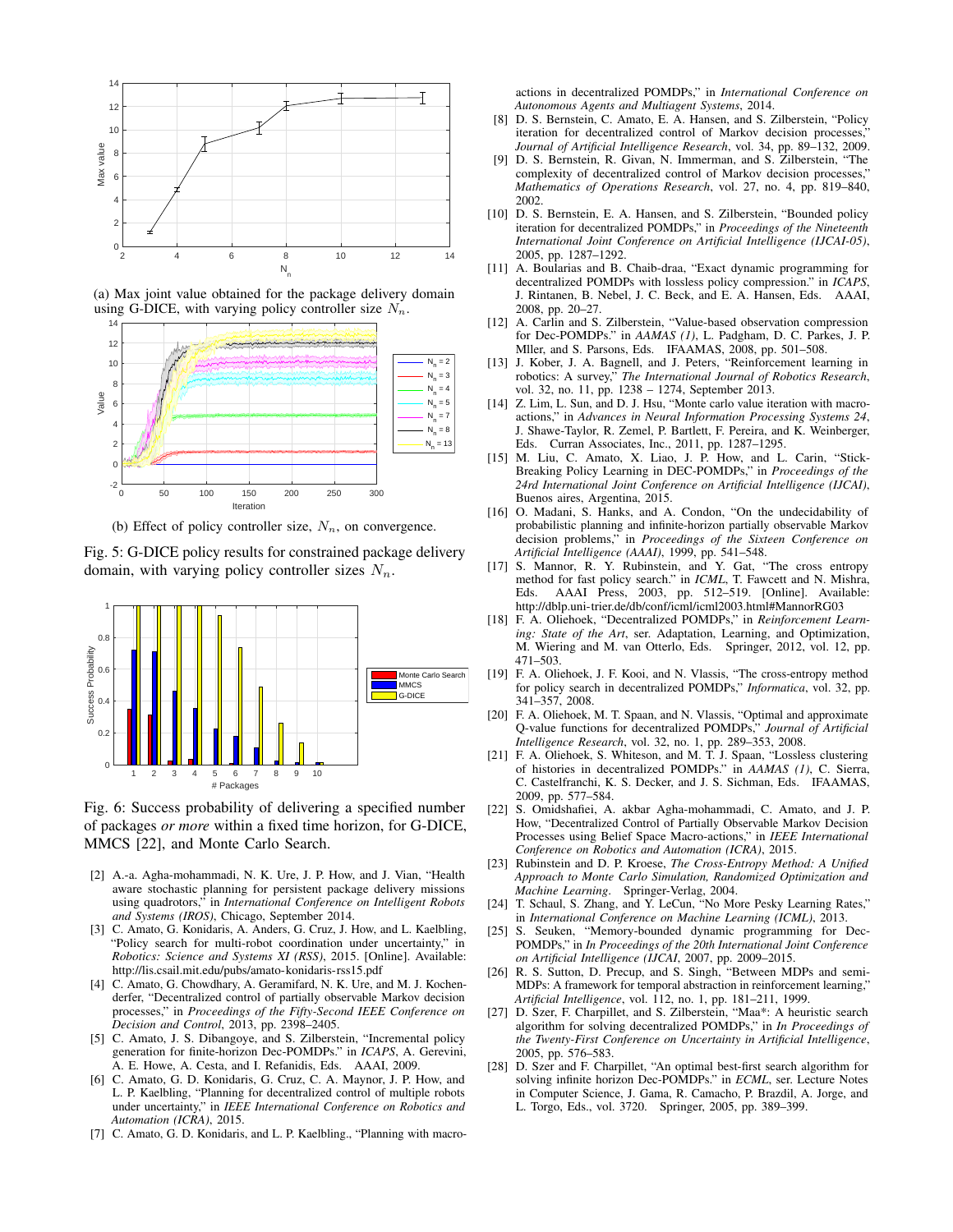Max value

14
12
10
8
6
4
2
0

2 4 6 8 10 12 14

$N_n$

(a) Max joint value obtained for the package delivery domain using G-DICE, with varying policy controller size $N_n$.

Value

14
12
10
8
6
4
2
0
-2

0 50 100 150 200 250 300

Iteration

$N_n = 2$
$N_n = 3$
$N_n = 4$
$N_n = 5$
$N_n = 7$
$N_n = 8$
$N_n = 13$

(b) Effect of policy controller size, $N_n$, on convergence.

Fig. 5: G-DICE policy results for constrained package delivery domain, with varying policy controller sizes $N_n$.

Success Probability

1
0.8
0.6
0.4
0.2
0

1 2 3 4 5 6 7 8 9 10

# Packages

Monte Carlo Search
MMCS
G-DICE

Fig. 6: Success probability of delivering a specified number of packages *or more* within a fixed time horizon, for G-DICE, MMCS [22], and Monte Carlo Search.

[2] A.-a. Agha-mohammadi, N. K. Ure, J. P. How, and J. Vian, "Health aware stochastic planning for persistent package delivery missions using quadrotors," in *International Conference on Intelligent Robots and Systems (IROS)*, Chicago, September 2014.

[3] C. Amato, G. Konidaris, A. Anders, G. Cruz, J. How, and L. Kaelbling, "Policy search for multi-robot coordination under uncertainty," in *Robotics: Science and Systems XI (RSS)*, 2015. [Online]. Available: http://lis.csail.mit.edu/pubs/amato-konidaris-rss15.pdf

[4] C. Amato, G. Chowdhary, A. Geramifard, N. K. Ure, and M. J. Kochenderfer, "Decentralized control of partially observable Markov decision processes," in *Proceedings of the Fifty-Second IEEE Conference on Decision and Control*, 2013, pp. 2398–2405.

[5] C. Amato, J. S. Dibangoye, and S. Zilberstein, "Incremental policy generation for finite-horizon Dec-POMDPs." in *ICAPS*, A. Gerevini, A. E. Howe, A. Cesta, and I. Refanidis, Eds. AAAI, 2009.

[6] C. Amato, G. D. Konidaris, G. Cruz, C. A. Maynor, J. P. How, and L. P. Kaelbling, "Planning for decentralized control of multiple robots under uncertainty," in *IEEE International Conference on Robotics and Automation (ICRA)*, 2015.

[7] C. Amato, G. D. Konidaris, and L. P. Kaelbling., "Planning with macro-actions in decentralized POMDPs," in *International Conference on Autonomous Agents and Multiagent Systems*, 2014.

[8] D. S. Bernstein, C. Amato, E. A. Hansen, and S. Zilberstein, "Policy iteration for decentralized control of Markov decision processes," *Journal of Artificial Intelligence Research*, vol. 34, pp. 89–132, 2009.

[9] D. S. Bernstein, R. Givan, N. Immerman, and S. Zilberstein, "The complexity of decentralized control of Markov decision processes," *Mathematics of Operations Research*, vol. 27, no. 4, pp. 819–840, 2002.

[10] D. S. Bernstein, E. A. Hansen, and S. Zilberstein, "Bounded policy iteration for decentralized POMDPs," in *Proceedings of the Nineteenth International Joint Conference on Artificial Intelligence (IJCAI-05)*, 2005, pp. 1287–1292.

[11] A. Boularias and B. Chaib-draa, "Exact dynamic programming for decentralized POMDPs with lossless policy compression." in *ICAPS*, J. Rintanen, B. Nebel, J. C. Beck, and E. A. Hansen, Eds. AAAI, 2008, pp. 20–27.

[12] A. Carlin and S. Zilberstein, "Value-based observation compression for Dec-POMDPs." in *AAMAS (1)*, L. Padgham, D. C. Parkes, J. P. Mller, and S. Parsons, Eds. IFAAMAS, 2008, pp. 501–508.

[13] J. Kober, J. A. Bagnell, and J. Peters, "Reinforcement learning in robotics: A survey," *The International Journal of Robotics Research*, vol. 32, no. 11, pp. 1238 – 1274, September 2013.

[14] Z. Lim, L. Sun, and D. J. Hsu, "Monte carlo value iteration with macro-actions," in *Advances in Neural Information Processing Systems 24*, J. Shawe-Taylor, R. Zemel, P. Bartlett, F. Pereira, and K. Weinberger, Eds. Curran Associates, Inc., 2011, pp. 1287–1295.

[15] M. Liu, C. Amato, X. Liao, J. P. How, and L. Carin, "Stick-Breaking Policy Learning in DEC-POMDPs," in *Proceedings of the 24rd International Joint Conference on Artificial Intelligence (IJCAI)*, Buenos aires, Argentina, 2015.

[16] O. Madani, S. Hanks, and A. Condon, "On the undecidability of probabilistic planning and infinite-horizon partially observable Markov decision problems," in *Proceedings of the Sixteen Conference on Artificial Intelligence (AAAI)*, 1999, pp. 541–548.

[17] S. Mannor, R. Y. Rubinstein, and Y. Gat, "The cross entropy method for fast policy search." in *ICML*, T. Fawcett and N. Mishra, Eds. AAAI Press, 2003, pp. 512–519. [Online]. Available: http://dblp.uni-trier.de/db/conf/icml/icml2003.html#MannorRG03

[18] F. A. Oliehoek, "Decentralized POMDPs," in *Reinforcement Learning: State of the Art*, ser. Adaptation, Learning, and Optimization, M. Wiering and M. van Otterlo, Eds. Springer, 2012, vol. 12, pp. 471–503.

[19] F. A. Oliehoek, J. F. Kooi, and N. Vlassis, "The cross-entropy method for policy search in decentralized POMDPs," *Informatica*, vol. 32, pp. 341–357, 2008.

[20] F. A. Oliehoek, M. T. Spaan, and N. Vlassis, "Optimal and approximate Q-value functions for decentralized POMDPs," *Journal of Artificial Intelligence Research*, vol. 32, no. 1, pp. 289–353, 2008.

[21] F. A. Oliehoek, S. Whiteson, and M. T. J. Spaan, "Lossless clustering of histories in decentralized POMDPs." in *AAMAS (1)*, C. Sierra, C. Castelfranchi, K. S. Decker, and J. S. Sichman, Eds. IFAAMAS, 2009, pp. 577–584.

[22] S. Omidshafiei, A. akbar Agha-mohammadi, C. Amato, and J. P. How, "Decentralized Control of Partially Observable Markov Decision Processes using Belief Space Macro-actions," in *IEEE International Conference on Robotics and Automation (ICRA)*, 2015.

[23] Rubinstein and D. P. Kroese, *The Cross-Entropy Method: A Unified Approach to Monte Carlo Simulation, Randomized Optimization and Machine Learning*. Springer-Verlag, 2004.

[24] T. Schaul, S. Zhang, and Y. LeCun, "No More Pesky Learning Rates," in *International Conference on Machine Learning (ICML)*, 2013.

[25] S. Seuken, "Memory-bounded dynamic programming for Dec-POMDPs," in *In Proceedings of the 20th International Joint Conference on Artificial Intelligence (IJCAI*, 2007, pp. 2009–2015.

[26] R. S. Sutton, D. Precup, and S. Singh, "Between MDPs and semi-MDPs: A framework for temporal abstraction in reinforcement learning," *Artificial Intelligence*, vol. 112, no. 1, pp. 181–211, 1999.

[27] D. Szer, F. Charpillet, and S. Zilberstein, "Maa*: A heuristic search algorithm for solving decentralized POMDPs," in *In Proceedings of the Twenty-First Conference on Uncertainty in Artificial Intelligence*, 2005, pp. 576–583.

[28] D. Szer and F. Charpillet, "An optimal best-first search algorithm for solving infinite horizon Dec-POMDPs." in *ECML*, ser. Lecture Notes in Computer Science, J. Gama, R. Camacho, P. Brazdil, A. Jorge, and L. Torgo, Eds., vol. 3720. Springer, 2005, pp. 389–399.